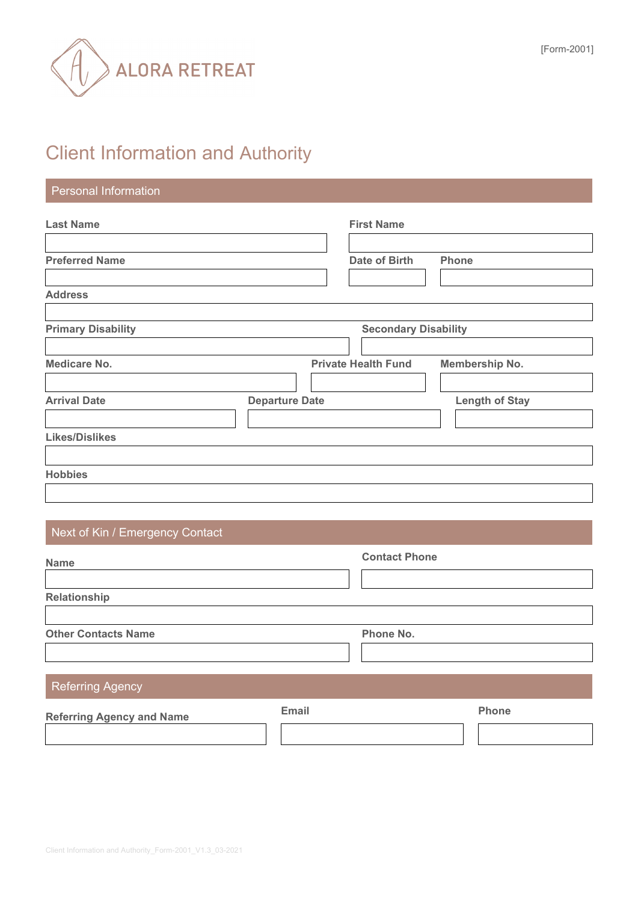ALORA RETREAT

[Form-2001]

# Client Information and Authority

## Personal Information

| Last Name | First Name |
| --- | --- |
| | |

| Preferred Name | Date of Birth | Phone |
| --- | --- | --- |
| | | |

| Address |
| --- |
| |

| Primary Disability | Secondary Disability |
| --- | --- |
| | |

| Medicare No. | Private Health Fund | Membership No. |
| --- | --- | --- |
| | | |

| Arrival Date | Departure Date | Length of Stay |
| --- | --- | --- |
| | | |

| Likes/Dislikes |
| --- |
| |

| Hobbies |
| --- |
| |

## Next of Kin / Emergency Contact

| Name | Contact Phone |
| --- | --- |
| | |

| Relationship |
| --- |
| |

| Other Contacts Name | Phone No. |
| --- | --- |
| | |

## Referring Agency

| Referring Agency and Name | Email | Phone |
| --- | --- | --- |
| | | |

Client Information and Authority_Form-2001_V1.3_03-2021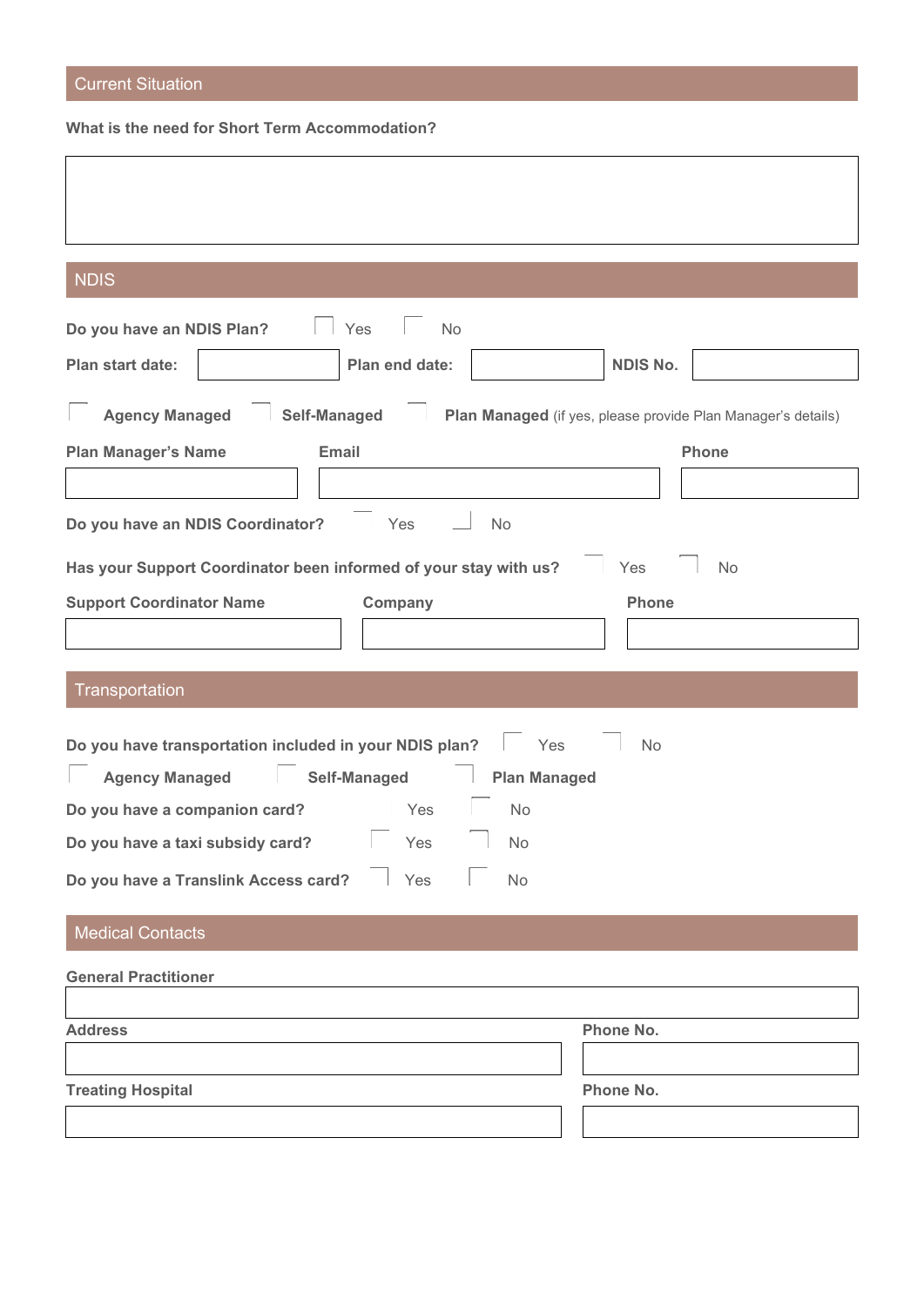## Current Situation

**What is the need for Short Term Accommodation?**

## NDIS

**Do you have an NDIS Plan?** ☐ Yes ☐ No

**Plan start date:** ________ **Plan end date:** ________ **NDIS No.** ________

☐ **Agency Managed** ☐ **Self-Managed** ☐ **Plan Managed** (if yes, please provide Plan Manager's details)

| Plan Manager's Name | Email | Phone |
|---|---|---|
| | | |

**Do you have an NDIS Coordinator?** ☐ Yes ☐ No

**Has your Support Coordinator been informed of your stay with us?** ☐ Yes ☐ No

| Support Coordinator Name | Company | Phone |
|---|---|---|
| | | |

## Transportation

**Do you have transportation included in your NDIS plan?** ☐ Yes ☐ No

☐ **Agency Managed** ☐ **Self-Managed** ☐ **Plan Managed**

**Do you have a companion card?** ☐ Yes ☐ No

**Do you have a taxi subsidy card?** ☐ Yes ☐ No

**Do you have a Translink Access card?** ☐ Yes ☐ No

## Medical Contacts

**General Practitioner**

| Address | Phone No. |
|---|---|
| | |

| Treating Hospital | Phone No. |
|---|---|
| | |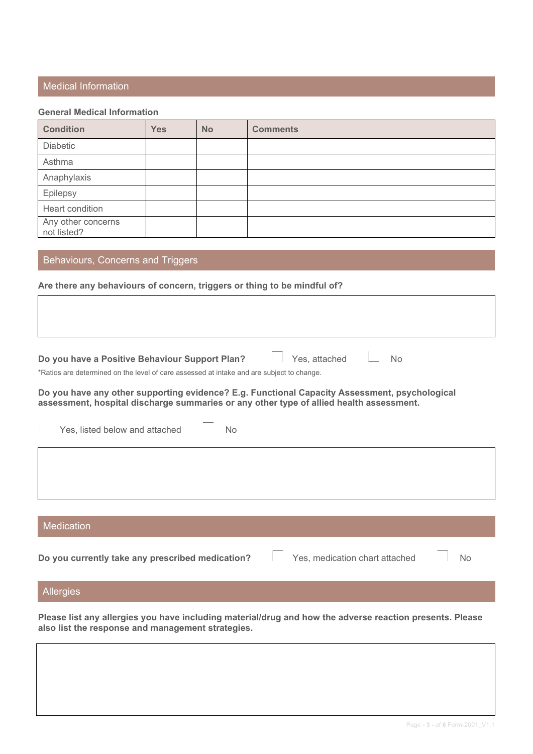## Medical Information

**General Medical Information**

| Condition | Yes | No | Comments |
|---|---|---|---|
| Diabetic | | | |
| Asthma | | | |
| Anaphylaxis | | | |
| Epilepsy | | | |
| Heart condition | | | |
| Any other concerns not listed? | | | |

## Behaviours, Concerns and Triggers

**Are there any behaviours of concern, triggers or thing to be mindful of?**

**Do you have a Positive Behaviour Support Plan?** ☐ Yes, attached ☐ No

*Ratios are determined on the level of care assessed at intake and are subject to change.

**Do you have any other supporting evidence? E.g. Functional Capacity Assessment, psychological assessment, hospital discharge summaries or any other type of allied health assessment.**

☐ Yes, listed below and attached ☐ No

## Medication

**Do you currently take any prescribed medication?** ☐ Yes, medication chart attached ☐ No

## Allergies

**Please list any allergies you have including material/drug and how the adverse reaction presents. Please also list the response and management strategies.**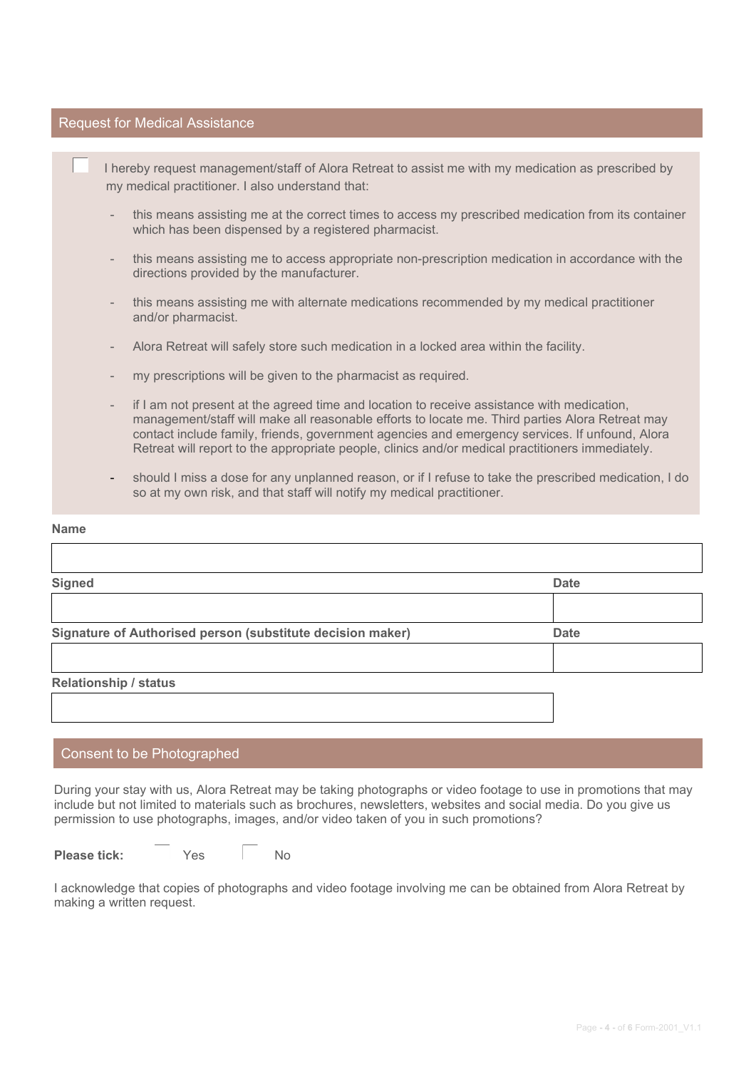## Request for Medical Assistance

☐ I hereby request management/staff of Alora Retreat to assist me with my medication as prescribed by my medical practitioner. I also understand that:

- this means assisting me at the correct times to access my prescribed medication from its container which has been dispensed by a registered pharmacist.
- this means assisting me to access appropriate non-prescription medication in accordance with the directions provided by the manufacturer.
- this means assisting me with alternate medications recommended by my medical practitioner and/or pharmacist.
- Alora Retreat will safely store such medication in a locked area within the facility.
- my prescriptions will be given to the pharmacist as required.
- if I am not present at the agreed time and location to receive assistance with medication, management/staff will make all reasonable efforts to locate me. Third parties Alora Retreat may contact include family, friends, government agencies and emergency services. If unfound, Alora Retreat will report to the appropriate people, clinics and/or medical practitioners immediately.
- should I miss a dose for any unplanned reason, or if I refuse to take the prescribed medication, I do so at my own risk, and that staff will notify my medical practitioner.

**Name**

| |
|---|
| |

| **Signed** | **Date** |
|---|---|
| | |

| **Signature of Authorised person (substitute decision maker)** | **Date** |
|---|---|
| | |

**Relationship / status**

| |
|---|
| |

## Consent to be Photographed

During your stay with us, Alora Retreat may be taking photographs or video footage to use in promotions that may include but not limited to materials such as brochures, newsletters, websites and social media. Do you give us permission to use photographs, images, and/or video taken of you in such promotions?

**Please tick:** ☐ Yes ☐ No

I acknowledge that copies of photographs and video footage involving me can be obtained from Alora Retreat by making a written request.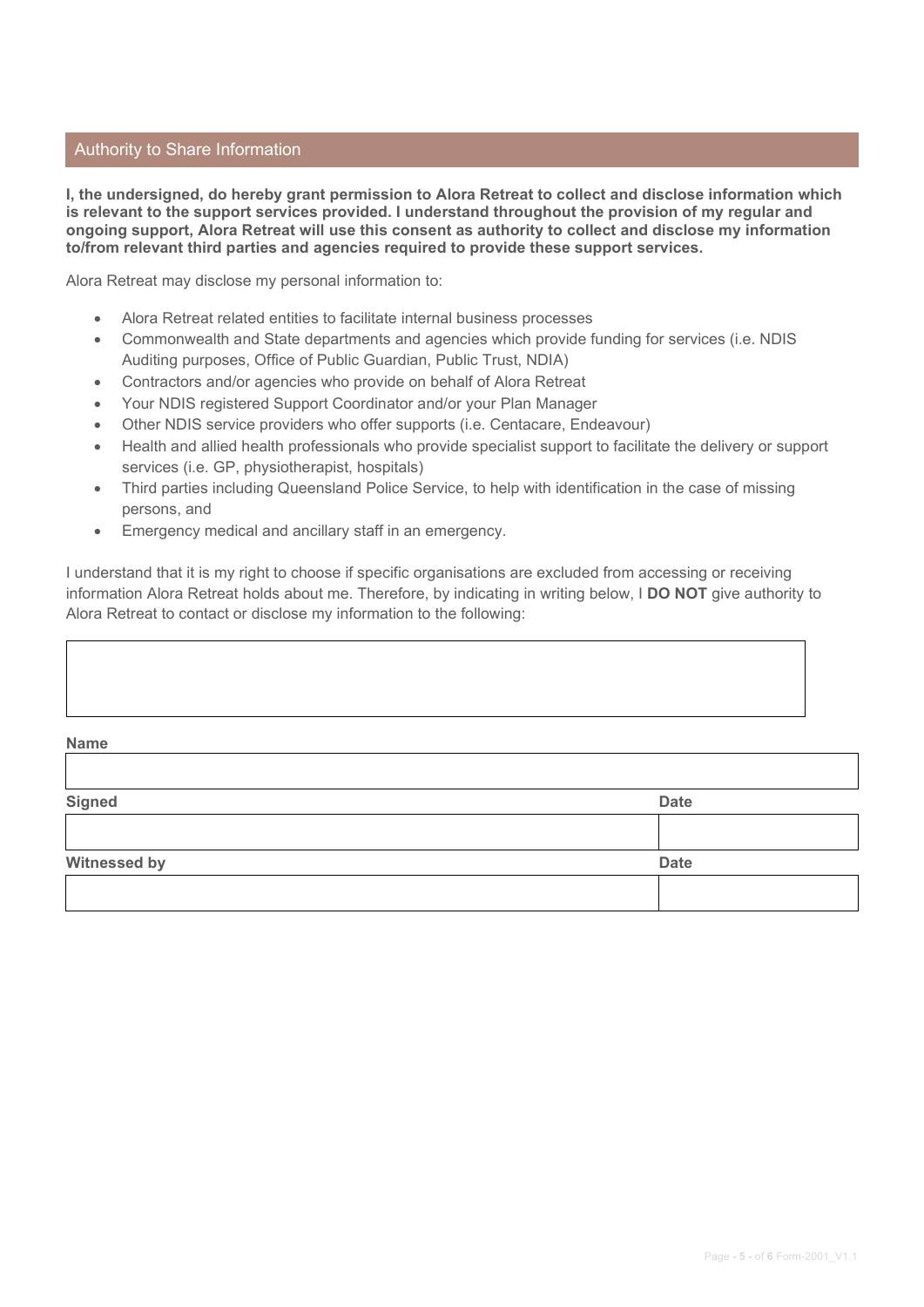## Authority to Share Information

**I, the undersigned, do hereby grant permission to Alora Retreat to collect and disclose information which is relevant to the support services provided. I understand throughout the provision of my regular and ongoing support, Alora Retreat will use this consent as authority to collect and disclose my information to/from relevant third parties and agencies required to provide these support services.**

Alora Retreat may disclose my personal information to:

- Alora Retreat related entities to facilitate internal business processes
- Commonwealth and State departments and agencies which provide funding for services (i.e. NDIS Auditing purposes, Office of Public Guardian, Public Trust, NDIA)
- Contractors and/or agencies who provide on behalf of Alora Retreat
- Your NDIS registered Support Coordinator and/or your Plan Manager
- Other NDIS service providers who offer supports (i.e. Centacare, Endeavour)
- Health and allied health professionals who provide specialist support to facilitate the delivery or support services (i.e. GP, physiotherapist, hospitals)
- Third parties including Queensland Police Service, to help with identification in the case of missing persons, and
- Emergency medical and ancillary staff in an emergency.

I understand that it is my right to choose if specific organisations are excluded from accessing or receiving information Alora Retreat holds about me. Therefore, by indicating in writing below, I **DO NOT** give authority to Alora Retreat to contact or disclose my information to the following:

| |
|---|
| |

**Name**

| |
|---|
| |

| **Signed** | **Date** |
|---|---|
| | |

| **Witnessed by** | **Date** |
|---|---|
| | |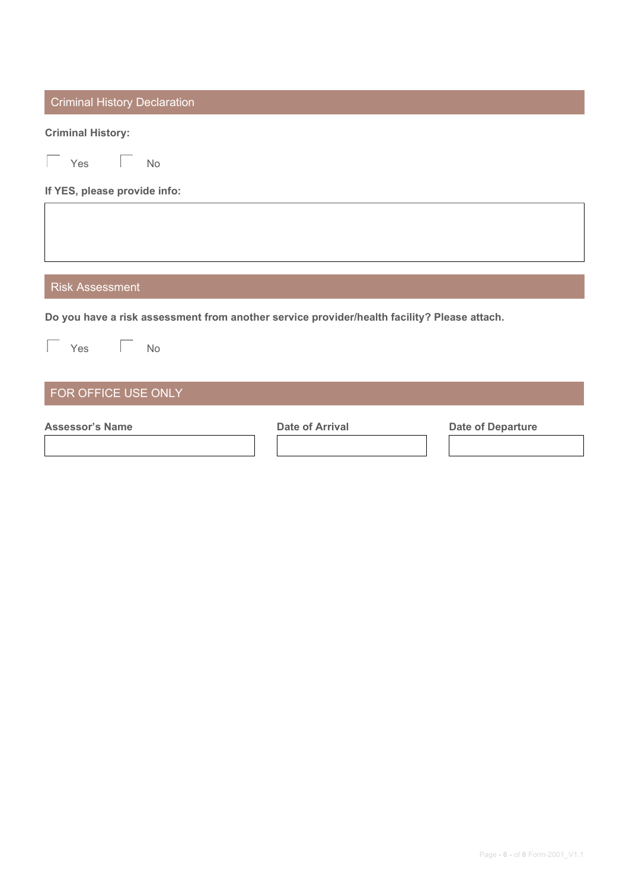## Criminal History Declaration

**Criminal History:**

☐ Yes ☐ No

**If YES, please provide info:**

## Risk Assessment

**Do you have a risk assessment from another service provider/health facility? Please attach.**

☐ Yes ☐ No

## FOR OFFICE USE ONLY

| Assessor's Name | Date of Arrival | Date of Departure |
| --- | --- | --- |
| | | |